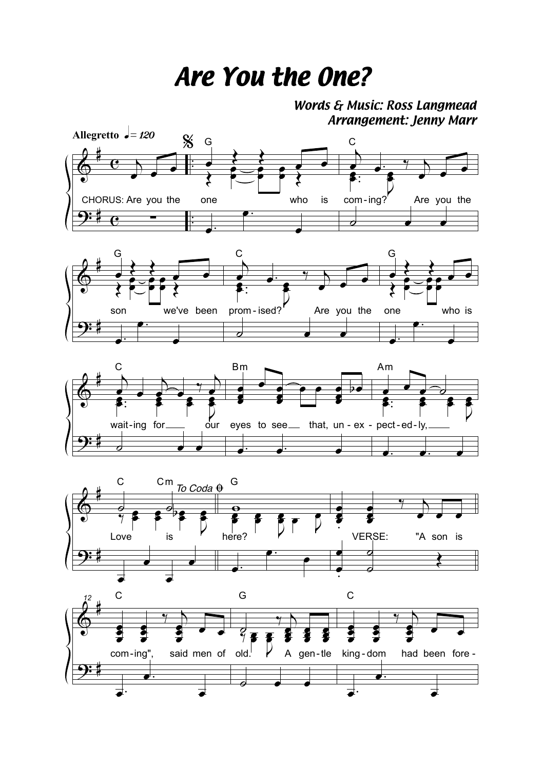# Are You the One?

*Words & Music: Ross Langmead*
*Arrangement: Jenny Marr*

**Allegretto** ♩= 120

CHORUS: Are you the one who is com-ing? Are you the son we've been prom-ised? Are you the one who is wait-ing for our eyes to see that, un-ex-pect-ed-ly, Love is here?

VERSE: "A son is com-ing", said men of old. A gen-tle king-dom had been fore-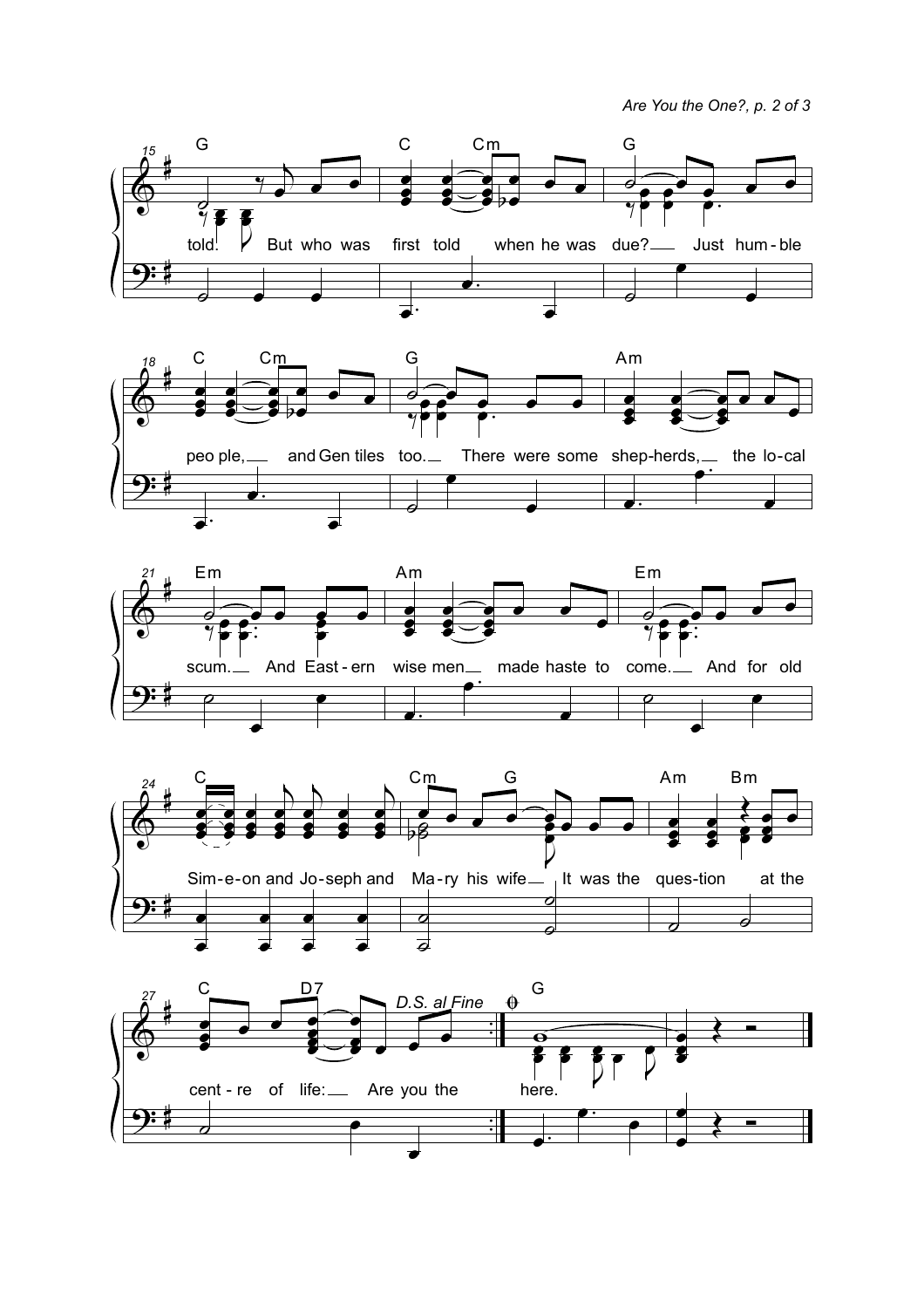told. But who was first told when he was due? Just hum-ble

peo ple, and Gen tiles too. There were some shep-herds, the lo-cal

scum. And East-ern wise men made haste to come. And for old

Sim-e-on and Jo-seph and Ma-ry his wife It was the ques-tion at the

cent-re of life: Are you the

*D.S. al Fine*

here.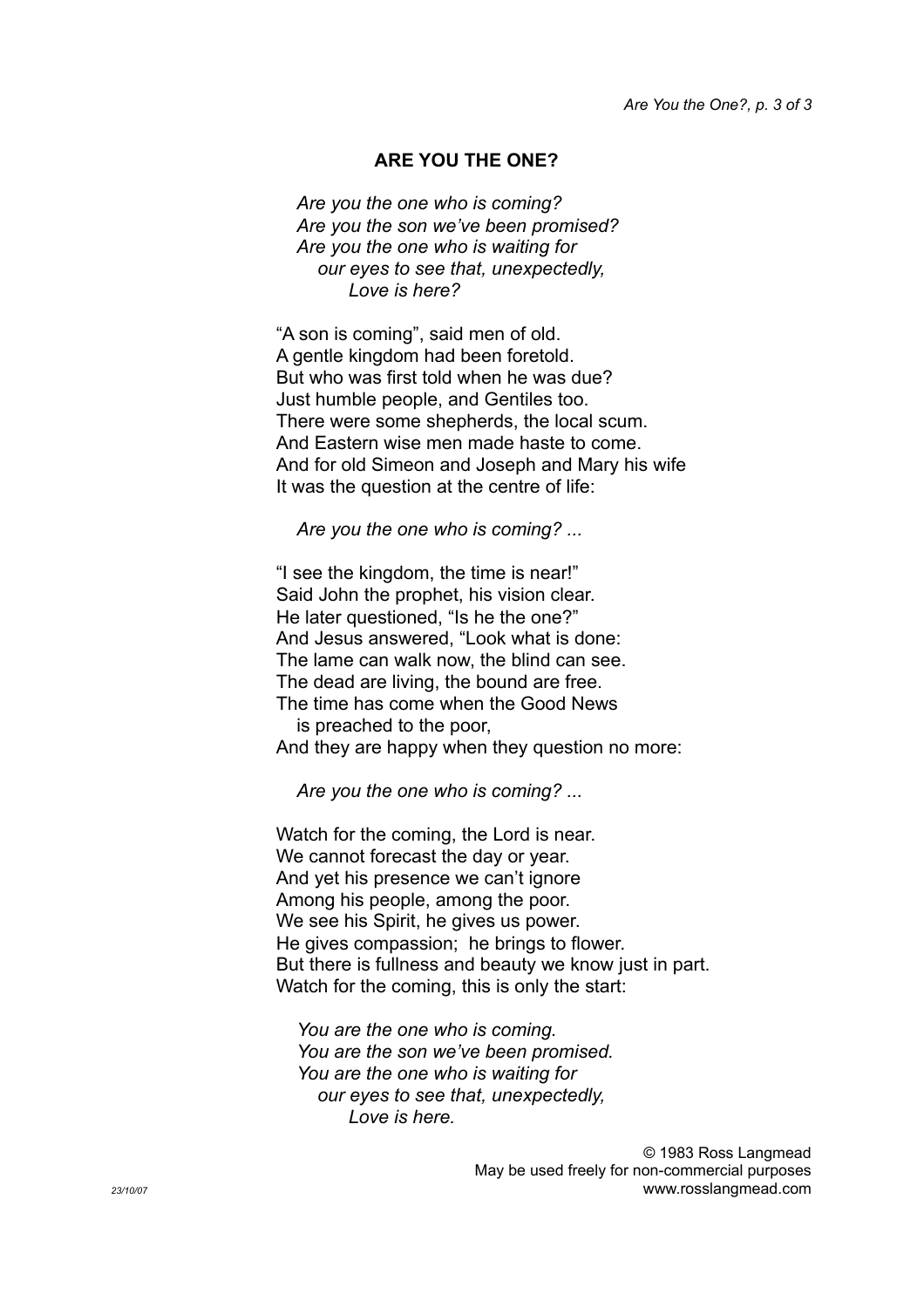## ARE YOU THE ONE?

*Are you the one who is coming?*
*Are you the son we've been promised?*
*Are you the one who is waiting for*
*our eyes to see that, unexpectedly,*
*Love is here?*

"A son is coming", said men of old.
A gentle kingdom had been foretold.
But who was first told when he was due?
Just humble people, and Gentiles too.
There were some shepherds, the local scum.
And Eastern wise men made haste to come.
And for old Simeon and Joseph and Mary his wife
It was the question at the centre of life:

*Are you the one who is coming? ...*

"I see the kingdom, the time is near!"
Said John the prophet, his vision clear.
He later questioned, "Is he the one?"
And Jesus answered, "Look what is done:
The lame can walk now, the blind can see.
The dead are living, the bound are free.
The time has come when the Good News
is preached to the poor,
And they are happy when they question no more:

*Are you the one who is coming? ...*

Watch for the coming, the Lord is near.
We cannot forecast the day or year.
And yet his presence we can't ignore
Among his people, among the poor.
We see his Spirit, he gives us power.
He gives compassion; he brings to flower.
But there is fullness and beauty we know just in part.
Watch for the coming, this is only the start:

*You are the one who is coming.*
*You are the son we've been promised.*
*You are the one who is waiting for*
*our eyes to see that, unexpectedly,*
*Love is here.*

© 1983 Ross Langmead
May be used freely for non-commercial purposes
www.rosslangmead.com

*23/10/07*